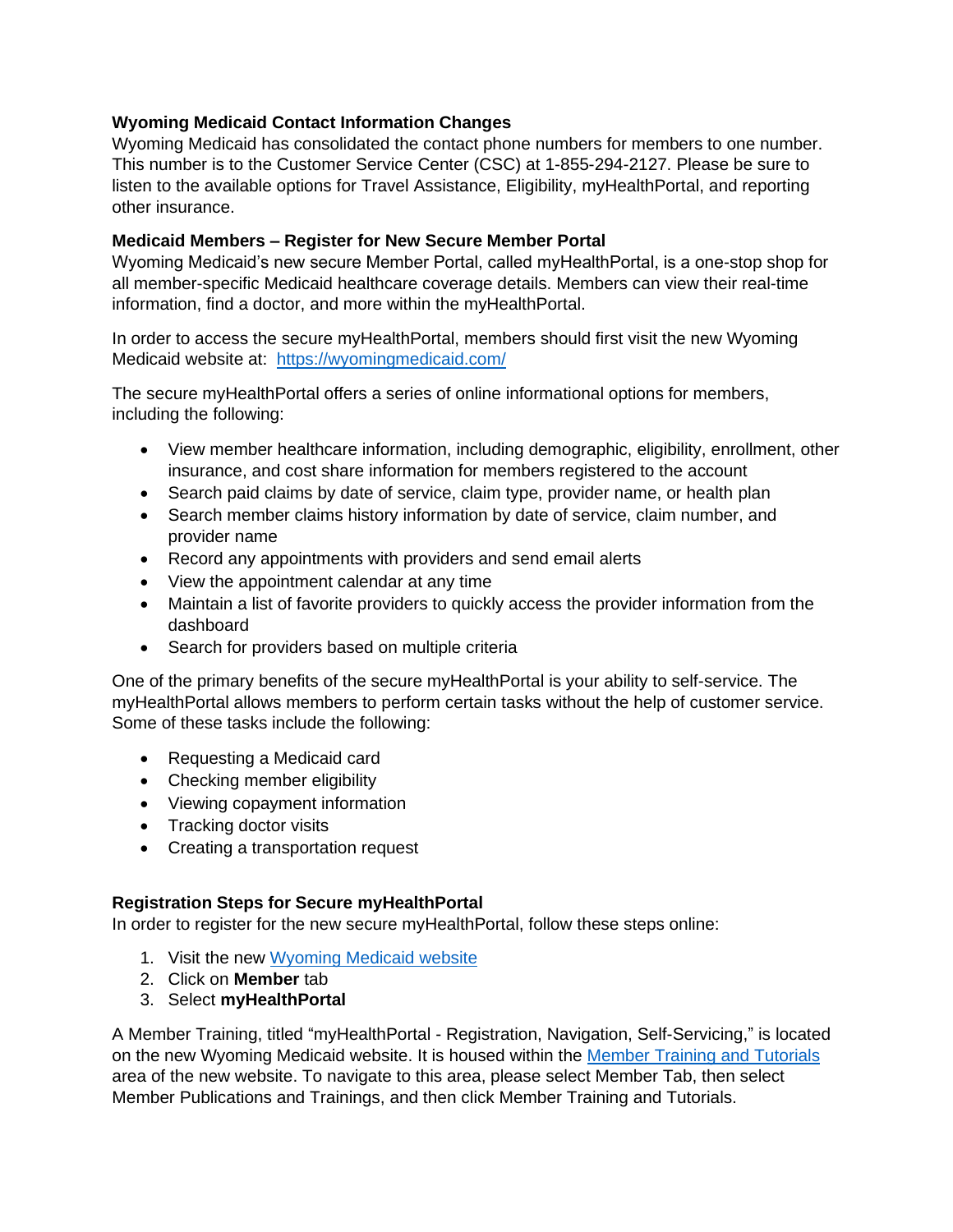**Wyoming Medicaid Contact Information Changes**

Wyoming Medicaid has consolidated the contact phone numbers for members to one number. This number is to the Customer Service Center (CSC) at 1-855-294-2127. Please be sure to listen to the available options for Travel Assistance, Eligibility, myHealthPortal, and reporting other insurance.

**Medicaid Members – Register for New Secure Member Portal**

Wyoming Medicaid's new secure Member Portal, called myHealthPortal, is a one-stop shop for all member-specific Medicaid healthcare coverage details. Members can view their real-time information, find a doctor, and more within the myHealthPortal.

In order to access the secure myHealthPortal, members should first visit the new Wyoming Medicaid website at: [https://wyomingmedicaid.com/](https://wyomingmedicaid.com/)

The secure myHealthPortal offers a series of online informational options for members, including the following:

- View member healthcare information, including demographic, eligibility, enrollment, other insurance, and cost share information for members registered to the account
- Search paid claims by date of service, claim type, provider name, or health plan
- Search member claims history information by date of service, claim number, and provider name
- Record any appointments with providers and send email alerts
- View the appointment calendar at any time
- Maintain a list of favorite providers to quickly access the provider information from the dashboard
- Search for providers based on multiple criteria

One of the primary benefits of the secure myHealthPortal is your ability to self-service. The myHealthPortal allows members to perform certain tasks without the help of customer service. Some of these tasks include the following:

- Requesting a Medicaid card
- Checking member eligibility
- Viewing copayment information
- Tracking doctor visits
- Creating a transportation request

**Registration Steps for Secure myHealthPortal**

In order to register for the new secure myHealthPortal, follow these steps online:

1. Visit the new Wyoming Medicaid website
2. Click on **Member** tab
3. Select **myHealthPortal**

A Member Training, titled "myHealthPortal - Registration, Navigation, Self-Servicing," is located on the new Wyoming Medicaid website. It is housed within the Member Training and Tutorials area of the new website. To navigate to this area, please select Member Tab, then select Member Publications and Trainings, and then click Member Training and Tutorials.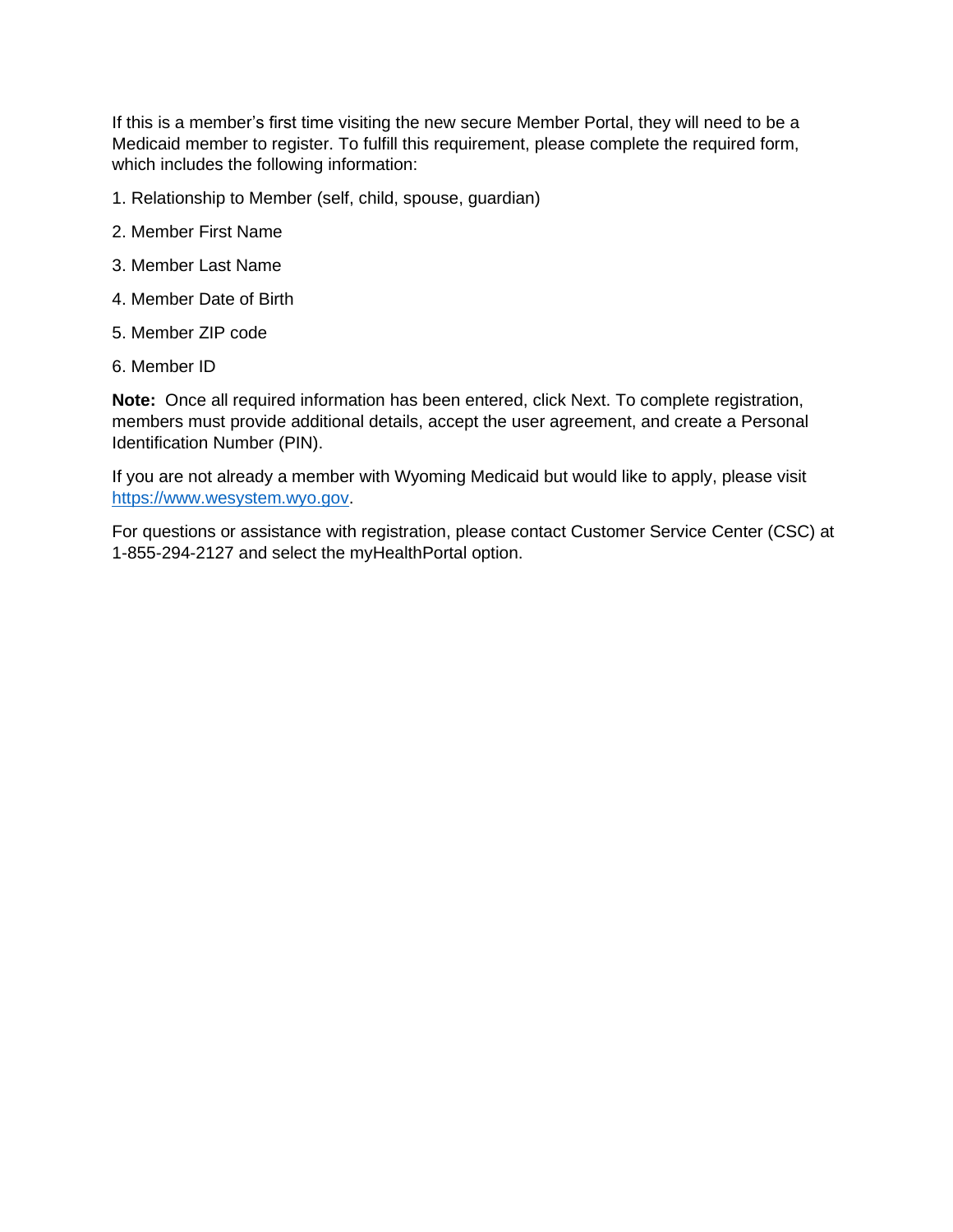If this is a member's first time visiting the new secure Member Portal, they will need to be a Medicaid member to register. To fulfill this requirement, please complete the required form, which includes the following information:

1. Relationship to Member (self, child, spouse, guardian)
2. Member First Name
3. Member Last Name
4. Member Date of Birth
5. Member ZIP code
6. Member ID

**Note:** Once all required information has been entered, click Next. To complete registration, members must provide additional details, accept the user agreement, and create a Personal Identification Number (PIN).

If you are not already a member with Wyoming Medicaid but would like to apply, please visit [https://www.wesystem.wyo.gov](https://www.wesystem.wyo.gov).

For questions or assistance with registration, please contact Customer Service Center (CSC) at 1-855-294-2127 and select the myHealthPortal option.